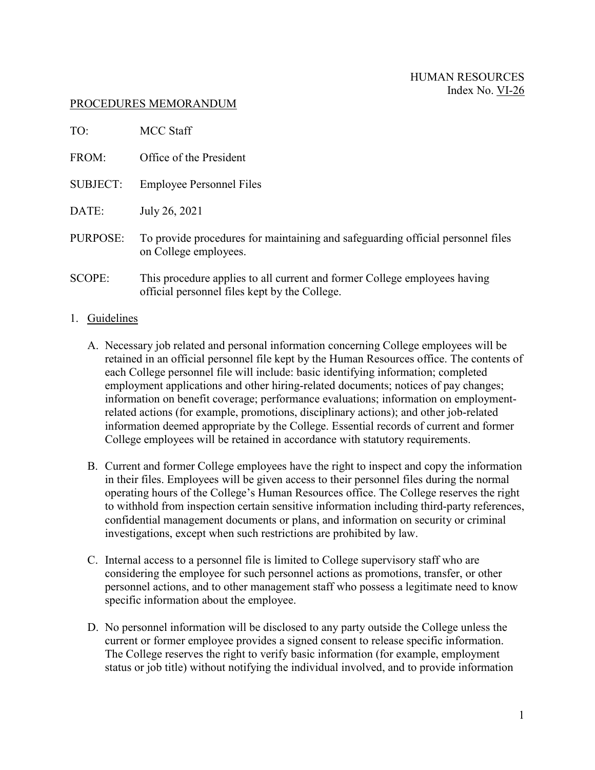HUMAN RESOURCES
Index No. VI-26

PROCEDURES MEMORANDUM

TO: MCC Staff

FROM: Office of the President

SUBJECT: Employee Personnel Files

DATE: July 26, 2021

PURPOSE: To provide procedures for maintaining and safeguarding official personnel files on College employees.

SCOPE: This procedure applies to all current and former College employees having official personnel files kept by the College.

1. Guidelines

   A. Necessary job related and personal information concerning College employees will be retained in an official personnel file kept by the Human Resources office. The contents of each College personnel file will include: basic identifying information; completed employment applications and other hiring-related documents; notices of pay changes; information on benefit coverage; performance evaluations; information on employment-related actions (for example, promotions, disciplinary actions); and other job-related information deemed appropriate by the College. Essential records of current and former College employees will be retained in accordance with statutory requirements.

   B. Current and former College employees have the right to inspect and copy the information in their files. Employees will be given access to their personnel files during the normal operating hours of the College's Human Resources office. The College reserves the right to withhold from inspection certain sensitive information including third-party references, confidential management documents or plans, and information on security or criminal investigations, except when such restrictions are prohibited by law.

   C. Internal access to a personnel file is limited to College supervisory staff who are considering the employee for such personnel actions as promotions, transfer, or other personnel actions, and to other management staff who possess a legitimate need to know specific information about the employee.

   D. No personnel information will be disclosed to any party outside the College unless the current or former employee provides a signed consent to release specific information. The College reserves the right to verify basic information (for example, employment status or job title) without notifying the individual involved, and to provide information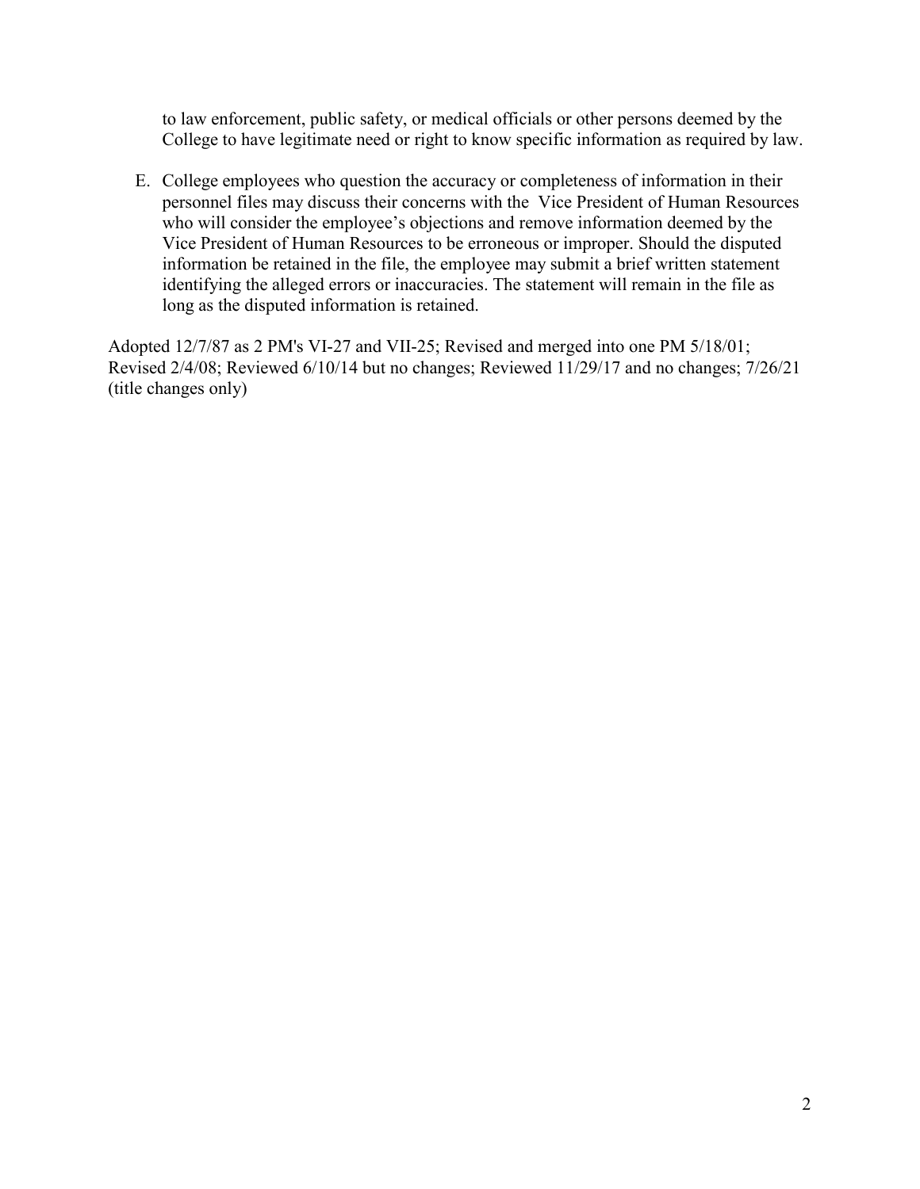to law enforcement, public safety, or medical officials or other persons deemed by the College to have legitimate need or right to know specific information as required by law.

E. College employees who question the accuracy or completeness of information in their personnel files may discuss their concerns with the Vice President of Human Resources who will consider the employee's objections and remove information deemed by the Vice President of Human Resources to be erroneous or improper. Should the disputed information be retained in the file, the employee may submit a brief written statement identifying the alleged errors or inaccuracies. The statement will remain in the file as long as the disputed information is retained.

Adopted 12/7/87 as 2 PM's VI-27 and VII-25; Revised and merged into one PM 5/18/01; Revised 2/4/08; Reviewed 6/10/14 but no changes; Reviewed 11/29/17 and no changes; 7/26/21 (title changes only)